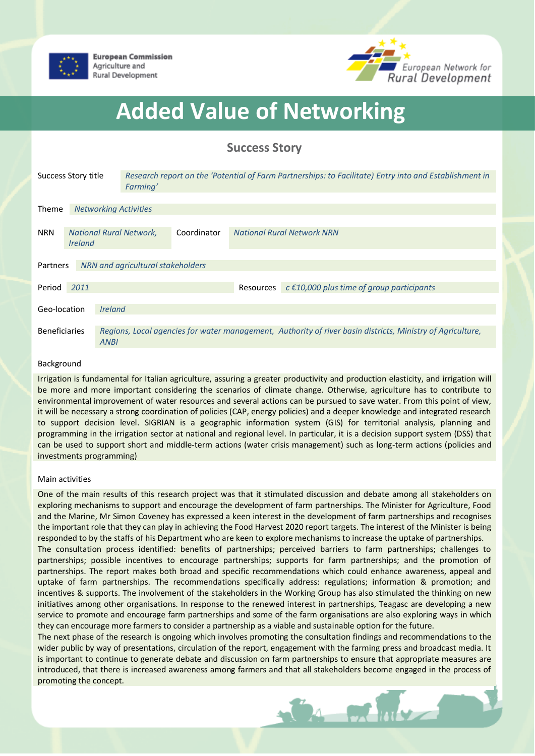European Commission
Agriculture and
Rural Development

European Network for
Rural Development

# Added Value of Networking

## Success Story

| | |
|---|---|
| Success Story title | *Research report on the 'Potential of Farm Partnerships: to Facilitate) Entry into and Establishment in Farming'* |
| Theme | *Networking Activities* |
| NRN | *National Rural Network, Ireland* |
| Coordinator | *National Rural Network NRN* |
| Partners | *NRN and agricultural stakeholders* |
| Period | *2011* |
| Resources | *c €10,000 plus time of group participants* |
| Geo-location | *Ireland* |
| Beneficiaries | *Regions, Local agencies for water management, Authority of river basin districts, Ministry of Agriculture, ANBI* |

### Background

Irrigation is fundamental for Italian agriculture, assuring a greater productivity and production elasticity, and irrigation will be more and more important considering the scenarios of climate change. Otherwise, agriculture has to contribute to environmental improvement of water resources and several actions can be pursued to save water. From this point of view, it will be necessary a strong coordination of policies (CAP, energy policies) and a deeper knowledge and integrated research to support decision level. SIGRIAN is a geographic information system (GIS) for territorial analysis, planning and programming in the irrigation sector at national and regional level. In particular, it is a decision support system (DSS) that can be used to support short and middle-term actions (water crisis management) such as long-term actions (policies and investments programming)

### Main activities

One of the main results of this research project was that it stimulated discussion and debate among all stakeholders on exploring mechanisms to support and encourage the development of farm partnerships. The Minister for Agriculture, Food and the Marine, Mr Simon Coveney has expressed a keen interest in the development of farm partnerships and recognises the important role that they can play in achieving the Food Harvest 2020 report targets. The interest of the Minister is being responded to by the staffs of his Department who are keen to explore mechanisms to increase the uptake of partnerships.
The consultation process identified: benefits of partnerships; perceived barriers to farm partnerships; challenges to partnerships; possible incentives to encourage partnerships; supports for farm partnerships; and the promotion of partnerships. The report makes both broad and specific recommendations which could enhance awareness, appeal and uptake of farm partnerships. The recommendations specifically address: regulations; information & promotion; and incentives & supports. The involvement of the stakeholders in the Working Group has also stimulated the thinking on new initiatives among other organisations. In response to the renewed interest in partnerships, Teagasc are developing a new service to promote and encourage farm partnerships and some of the farm organisations are also exploring ways in which they can encourage more farmers to consider a partnership as a viable and sustainable option for the future.
The next phase of the research is ongoing which involves promoting the consultation findings and recommendations to the wider public by way of presentations, circulation of the report, engagement with the farming press and broadcast media. It is important to continue to generate debate and discussion on farm partnerships to ensure that appropriate measures are introduced, that there is increased awareness among farmers and that all stakeholders become engaged in the process of promoting the concept.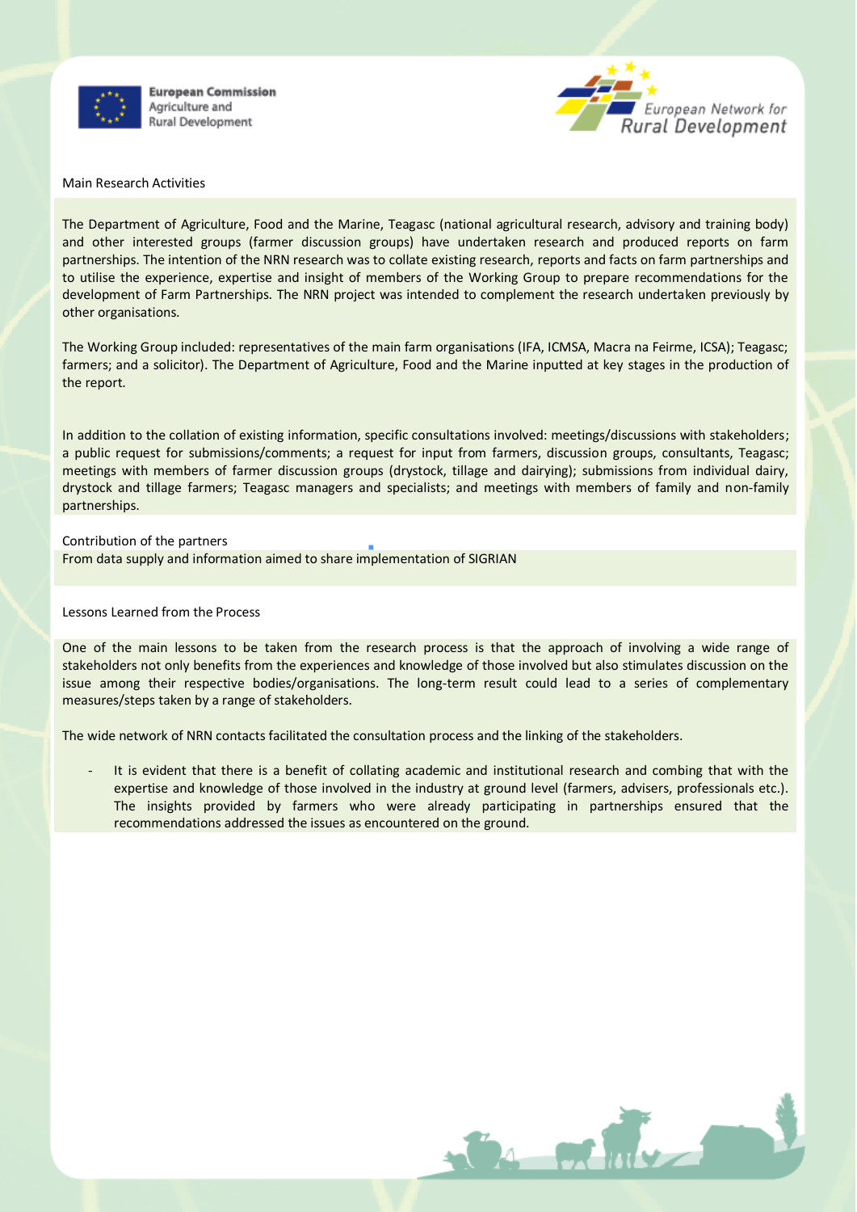Main Research Activities

The Department of Agriculture, Food and the Marine, Teagasc (national agricultural research, advisory and training body) and other interested groups (farmer discussion groups) have undertaken research and produced reports on farm partnerships. The intention of the NRN research was to collate existing research, reports and facts on farm partnerships and to utilise the experience, expertise and insight of members of the Working Group to prepare recommendations for the development of Farm Partnerships. The NRN project was intended to complement the research undertaken previously by other organisations.

The Working Group included: representatives of the main farm organisations (IFA, ICMSA, Macra na Feirme, ICSA); Teagasc; farmers; and a solicitor). The Department of Agriculture, Food and the Marine inputted at key stages in the production of the report.

In addition to the collation of existing information, specific consultations involved: meetings/discussions with stakeholders; a public request for submissions/comments; a request for input from farmers, discussion groups, consultants, Teagasc; meetings with members of farmer discussion groups (drystock, tillage and dairying); submissions from individual dairy, drystock and tillage farmers; Teagasc managers and specialists; and meetings with members of family and non-family partnerships.

Contribution of the partners

From data supply and information aimed to share implementation of SIGRIAN

Lessons Learned from the Process

One of the main lessons to be taken from the research process is that the approach of involving a wide range of stakeholders not only benefits from the experiences and knowledge of those involved but also stimulates discussion on the issue among their respective bodies/organisations. The long-term result could lead to a series of complementary measures/steps taken by a range of stakeholders.

The wide network of NRN contacts facilitated the consultation process and the linking of the stakeholders.

- It is evident that there is a benefit of collating academic and institutional research and combing that with the expertise and knowledge of those involved in the industry at ground level (farmers, advisers, professionals etc.). The insights provided by farmers who were already participating in partnerships ensured that the recommendations addressed the issues as encountered on the ground.